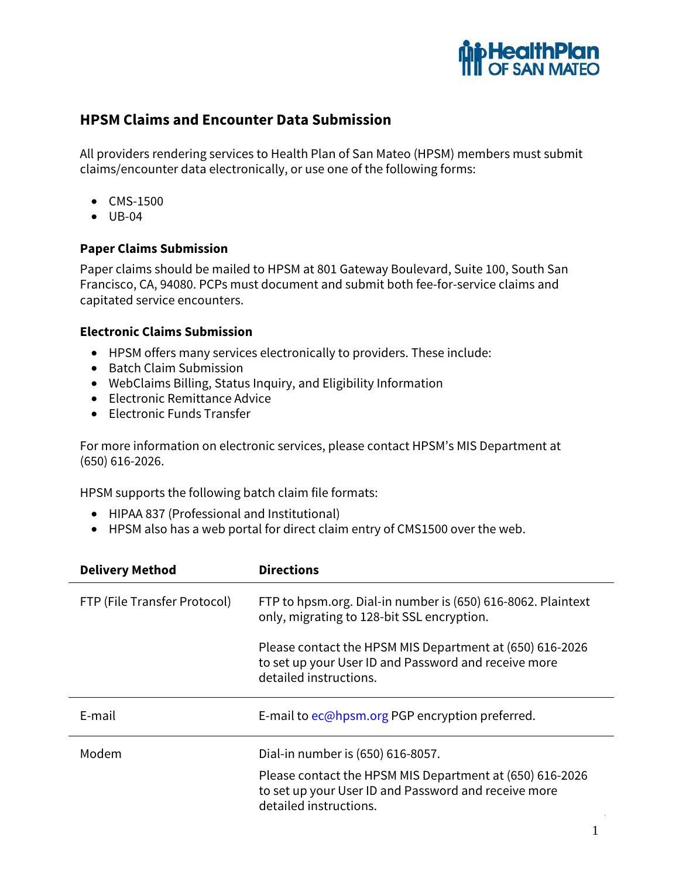## HPSM Claims and Encounter Data Submission

All providers rendering services to Health Plan of San Mateo (HPSM) members must submit claims/encounter data electronically, or use one of the following forms:

- CMS-1500
- UB-04

### Paper Claims Submission

Paper claims should be mailed to HPSM at 801 Gateway Boulevard, Suite 100, South San Francisco, CA, 94080. PCPs must document and submit both fee-for-service claims and capitated service encounters.

### Electronic Claims Submission

- HPSM offers many services electronically to providers. These include:
- Batch Claim Submission
- WebClaims Billing, Status Inquiry, and Eligibility Information
- Electronic Remittance Advice
- Electronic Funds Transfer

For more information on electronic services, please contact HPSM's MIS Department at (650) 616-2026.

HPSM supports the following batch claim file formats:

- HIPAA 837 (Professional and Institutional)
- HPSM also has a web portal for direct claim entry of CMS1500 over the web.

| Delivery Method | Directions |
|---|---|
| FTP (File Transfer Protocol) | FTP to hpsm.org. Dial-in number is (650) 616-8062. Plaintext only, migrating to 128-bit SSL encryption.<br><br>Please contact the HPSM MIS Department at (650) 616-2026 to set up your User ID and Password and receive more detailed instructions. |
| E-mail | E-mail to ec@hpsm.org PGP encryption preferred. |
| Modem | Dial-in number is (650) 616-8057.<br><br>Please contact the HPSM MIS Department at (650) 616-2026 to set up your User ID and Password and receive more detailed instructions. |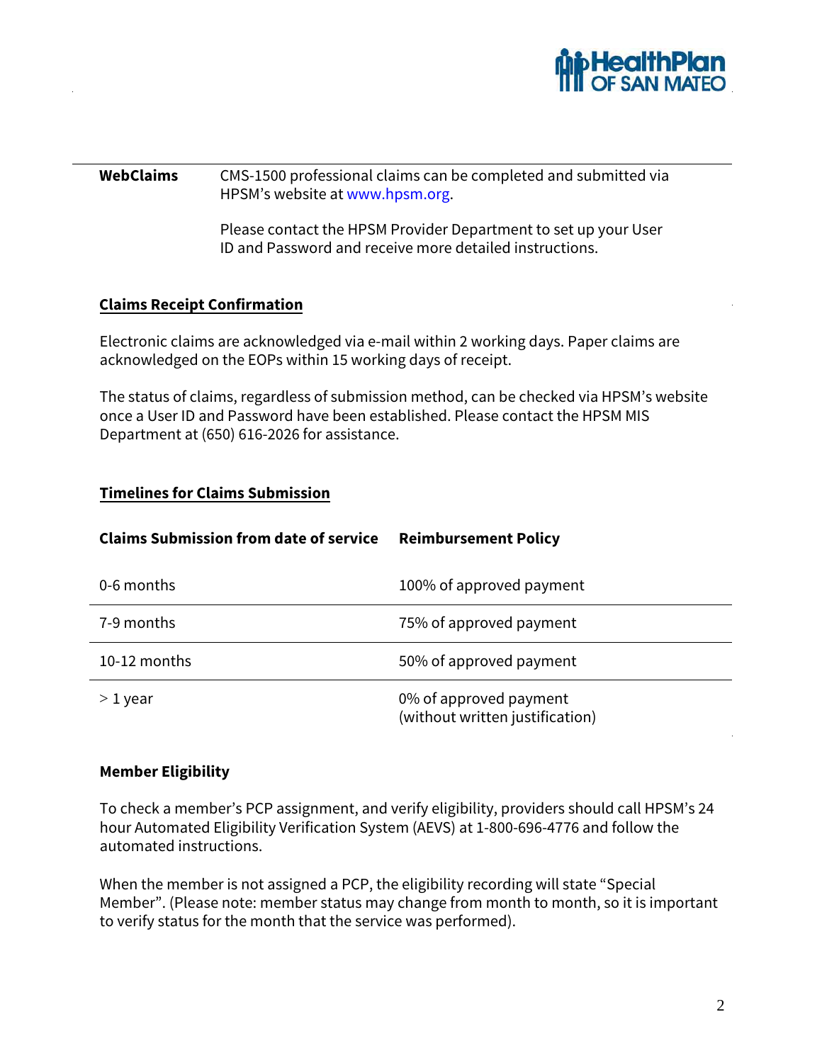| | |
|---|---|
| **WebClaims** | CMS-1500 professional claims can be completed and submitted via HPSM's website at www.hpsm.org.<br><br>Please contact the HPSM Provider Department to set up your User ID and Password and receive more detailed instructions. |

## Claims Receipt Confirmation

Electronic claims are acknowledged via e-mail within 2 working days. Paper claims are acknowledged on the EOPs within 15 working days of receipt.

The status of claims, regardless of submission method, can be checked via HPSM's website once a User ID and Password have been established. Please contact the HPSM MIS Department at (650) 616-2026 for assistance.

## Timelines for Claims Submission

| Claims Submission from date of service | Reimbursement Policy |
|---|---|
| 0-6 months | 100% of approved payment |
| 7-9 months | 75% of approved payment |
| 10-12 months | 50% of approved payment |
| > 1 year | 0% of approved payment (without written justification) |

## Member Eligibility

To check a member's PCP assignment, and verify eligibility, providers should call HPSM's 24 hour Automated Eligibility Verification System (AEVS) at 1-800-696-4776 and follow the automated instructions.

When the member is not assigned a PCP, the eligibility recording will state "Special Member". (Please note: member status may change from month to month, so it is important to verify status for the month that the service was performed).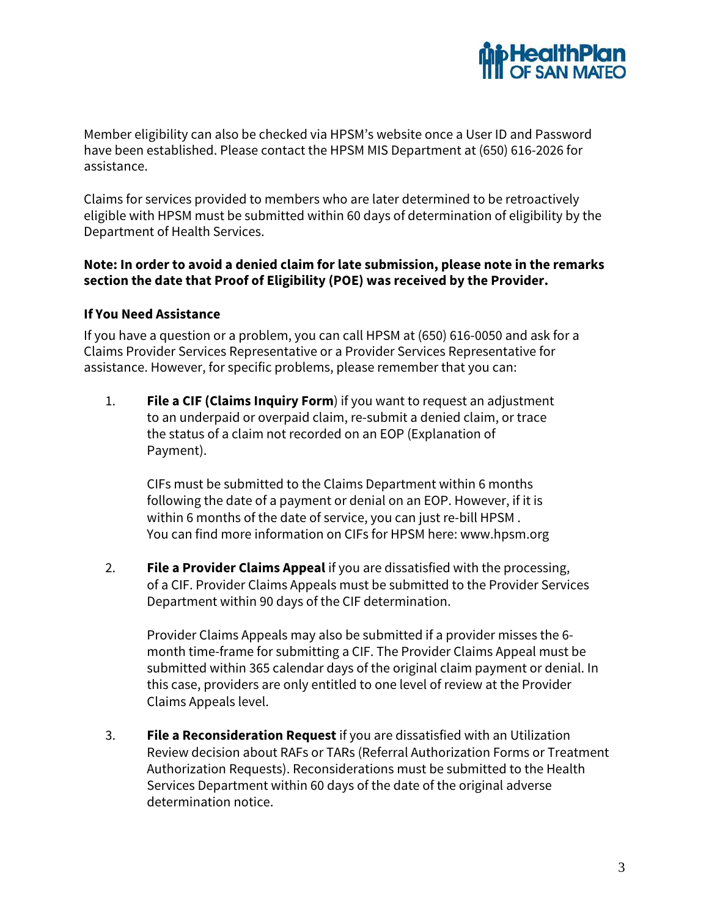Member eligibility can also be checked via HPSM's website once a User ID and Password have been established. Please contact the HPSM MIS Department at (650) 616-2026 for assistance.

Claims for services provided to members who are later determined to be retroactively eligible with HPSM must be submitted within 60 days of determination of eligibility by the Department of Health Services.

**Note: In order to avoid a denied claim for late submission, please note in the remarks section the date that Proof of Eligibility (POE) was received by the Provider.**

**If You Need Assistance**

If you have a question or a problem, you can call HPSM at (650) 616-0050 and ask for a Claims Provider Services Representative or a Provider Services Representative for assistance. However, for specific problems, please remember that you can:

1. **File a CIF (Claims Inquiry Form**) if you want to request an adjustment to an underpaid or overpaid claim, re-submit a denied claim, or trace the status of a claim not recorded on an EOP (Explanation of Payment).

   CIFs must be submitted to the Claims Department within 6 months following the date of a payment or denial on an EOP. However, if it is within 6 months of the date of service, you can just re-bill HPSM . You can find more information on CIFs for HPSM here: www.hpsm.org

2. **File a Provider Claims Appeal** if you are dissatisfied with the processing, of a CIF. Provider Claims Appeals must be submitted to the Provider Services Department within 90 days of the CIF determination.

   Provider Claims Appeals may also be submitted if a provider misses the 6-month time-frame for submitting a CIF. The Provider Claims Appeal must be submitted within 365 calendar days of the original claim payment or denial. In this case, providers are only entitled to one level of review at the Provider Claims Appeals level.

3. **File a Reconsideration Request** if you are dissatisfied with an Utilization Review decision about RAFs or TARs (Referral Authorization Forms or Treatment Authorization Requests). Reconsiderations must be submitted to the Health Services Department within 60 days of the date of the original adverse determination notice.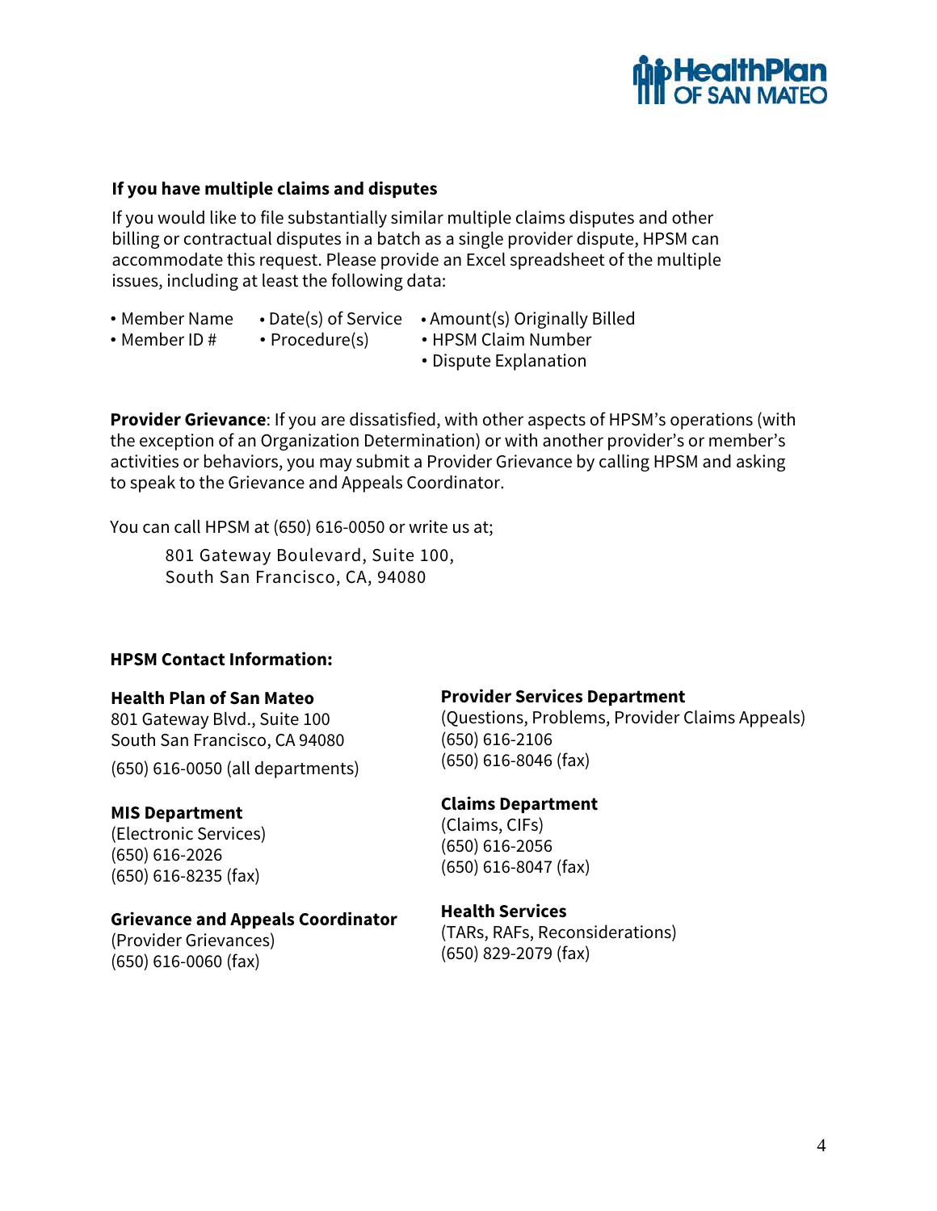### If you have multiple claims and disputes

If you would like to file substantially similar multiple claims disputes and other billing or contractual disputes in a batch as a single provider dispute, HPSM can accommodate this request. Please provide an Excel spreadsheet of the multiple issues, including at least the following data:

- Member Name
- Member ID #
- Date(s) of Service
- Procedure(s)
- Amount(s) Originally Billed
- HPSM Claim Number
- Dispute Explanation

**Provider Grievance**: If you are dissatisfied, with other aspects of HPSM's operations (with the exception of an Organization Determination) or with another provider's or member's activities or behaviors, you may submit a Provider Grievance by calling HPSM and asking to speak to the Grievance and Appeals Coordinator.

You can call HPSM at (650) 616-0050 or write us at;

801 Gateway Boulevard, Suite 100,
South San Francisco, CA, 94080

### HPSM Contact Information:

**Health Plan of San Mateo**
801 Gateway Blvd., Suite 100
South San Francisco, CA 94080
(650) 616-0050 (all departments)

**MIS Department**
(Electronic Services)
(650) 616-2026
(650) 616-8235 (fax)

**Grievance and Appeals Coordinator**
(Provider Grievances)
(650) 616-0060 (fax)

**Provider Services Department**
(Questions, Problems, Provider Claims Appeals)
(650) 616-2106
(650) 616-8046 (fax)

**Claims Department**
(Claims, CIFs)
(650) 616-2056
(650) 616-8047 (fax)

**Health Services**
(TARs, RAFs, Reconsiderations)
(650) 829-2079 (fax)